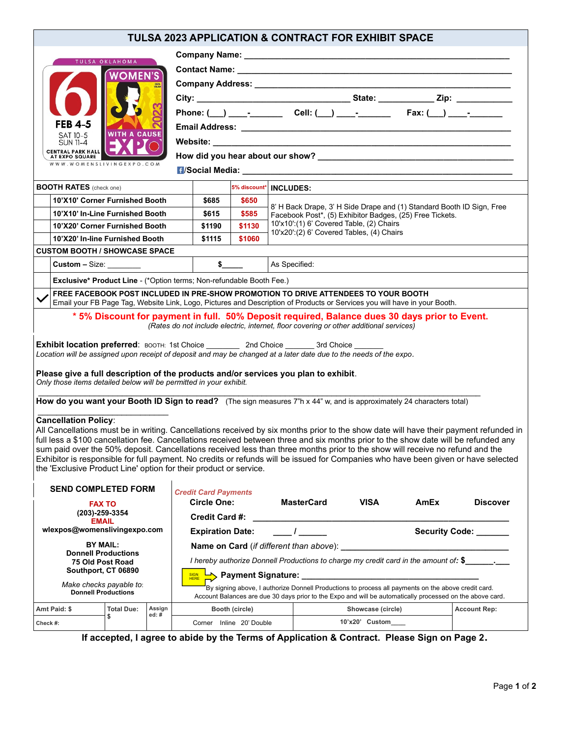# TULSA 2023 APPLICATION & CONTRACT FOR EXHIBIT SPACE

TULSA OKLAHOMA
WOMEN'S WITH A CAUSE EXPO 2023
FEB 4-5
SAT 10-5
SUN 11-4
CENTRAL PARK HALL AT EXPO SQUARE
WWW.WOMENSLIVINGEXPO.COM

**Company Name:** ______________________________________________

**Contact Name:** ______________________________________________

**Company Address:** ______________________________________________

**City:** ____________________________ **State:** ___________ **Zip:** ___________

**Phone:** (___) ____-_______ **Cell:** (___) ____-_______ **Fax:** (___) ____-_______

**Email Address:** ______________________________________________

**Website:** ______________________________________________

**How did you hear about our show?** ______________________________________________

**/Social Media:** ______________________________________________

| | **BOOTH RATES** (check one) | | 5% discount* | **INCLUDES:** |
|---|---|---|---|---|
| | **10'X10' Corner Furnished Booth** | **$685** | **$650** | 8' H Back Drape, 3' H Side Drape and (1) Standard Booth ID Sign, Free Facebook Post*, (5) Exhibitor Badges, (25) Free Tickets. 10'x10':(1) 6' Covered Table, (2) Chairs 10'x20':(2) 6' Covered Tables, (4) Chairs |
| | **10'X10' In-Line Furnished Booth** | **$615** | **$585** | |
| | **10'X20' Corner Furnished Booth** | **$1190** | **$1130** | |
| | **10'X20' In-line Furnished Booth** | **$1115** | **$1060** | |
| | **CUSTOM BOOTH / SHOWCASE SPACE** | | | |
| | **Custom** – Size: ________ | **$_____** | | As Specified: |
| | **Exclusive* Product Line** - (*Option terms; Non-refundable Booth Fee.) | | | |
| ✓ | **FREE FACEBOOK POST INCLUDED IN PRE-SHOW PROMOTION TO DRIVE ATTENDEES TO YOUR BOOTH** Email your FB Page Tag, Website Link, Logo, Pictures and Description of Products or Services you will have in your Booth. | | | |

**\* 5% Discount for payment in full. 50% Deposit required, Balance dues 30 days prior to Event.**

*(Rates do not include electric, internet, floor covering or other additional services)*

**Exhibit location preferred**: BOOTH: 1st Choice ________ 2nd Choice _______ 3rd Choice _______

*Location will be assigned upon receipt of deposit and may be changed at a later date due to the needs of the expo.*

**Please give a full description of the products and/or services you plan to exhibit**.

*Only those items detailed below will be permitted in your exhibit.*

______________________________________________________________________________

**How do you want your Booth ID Sign to read?** (The sign measures 7"h x 44" w, and is approximately 24 characters total)

____________________________

**Cancellation Policy**:

All Cancellations must be in writing. Cancellations received by six months prior to the show date will have their payment refunded in full less a $100 cancellation fee. Cancellations received between three and six months prior to the show date will be refunded any sum paid over the 50% deposit. Cancellations received less than three months prior to the show will receive no refund and the Exhibitor is responsible for full payment. No credits or refunds will be issued for Companies who have been given or have selected the 'Exclusive Product Line' option for their product or service.

**SEND COMPLETED FORM**

**FAX TO**
**(203)-259-3354**
**EMAIL**
**wlexpos@womenslivingexpo.com**

**BY MAIL:**
**Donnell Productions**
**75 Old Post Road**
**Southport, CT 06890**

*Make checks payable to*:
**Donnell Productions**

*Credit Card Payments*

**Circle One:** **MasterCard** **VISA** **AmEx** **Discover**

**Credit Card #:** ______________________________________________

**Expiration Date:** ____ / ______ **Security Code:** _______

**Name on Card** (*if different than above*): ______________________________

*I hereby authorize Donnell Productions to charge my credit card in the amount of:* **$______.___**

SIGN HERE → **Payment Signature:** ______________________________

By signing above, I authorize Donnell Productions to process all payments on the above credit card. Account Balances are due 30 days prior to the Expo and will be automatically processed on the above card.

| Amt Paid: $ | Total Due: $ | Assigned: # | Booth (circle) | Showcase (circle) | Account Rep: |
|---|---|---|---|---|---|
| Check #: | | | Corner Inline 20' Double | 10'x20' Custom____ | |

**If accepted, I agree to abide by the Terms of Application & Contract. Please Sign on Page 2.**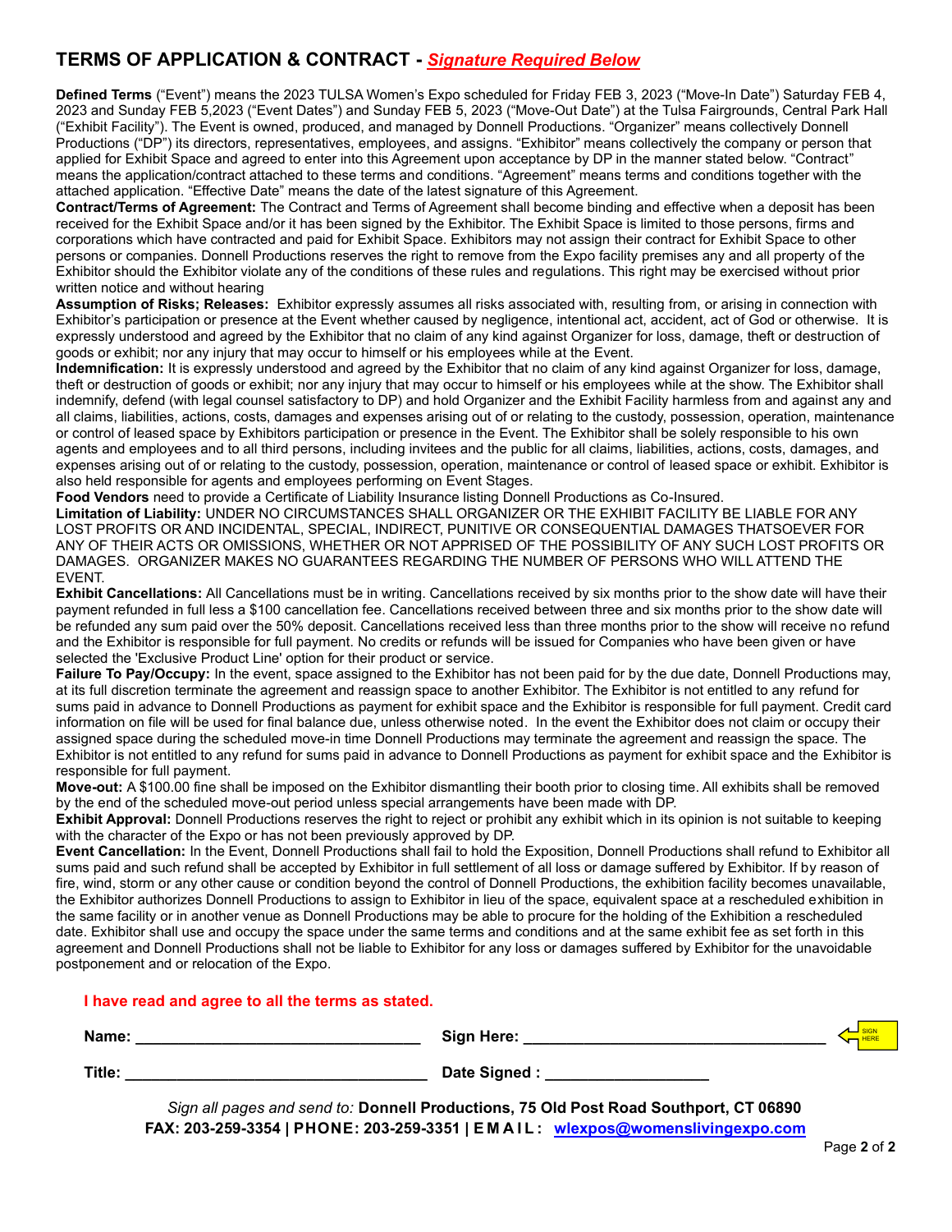## TERMS OF APPLICATION & CONTRACT - *Signature Required Below*

**Defined Terms** ("Event") means the 2023 TULSA Women's Expo scheduled for Friday FEB 3, 2023 ("Move-In Date") Saturday FEB 4, 2023 and Sunday FEB 5,2023 ("Event Dates") and Sunday FEB 5, 2023 ("Move-Out Date") at the Tulsa Fairgrounds, Central Park Hall ("Exhibit Facility"). The Event is owned, produced, and managed by Donnell Productions. "Organizer" means collectively Donnell Productions ("DP") its directors, representatives, employees, and assigns. "Exhibitor" means collectively the company or person that applied for Exhibit Space and agreed to enter into this Agreement upon acceptance by DP in the manner stated below. "Contract" means the application/contract attached to these terms and conditions. "Agreement" means terms and conditions together with the attached application. "Effective Date" means the date of the latest signature of this Agreement.

**Contract/Terms of Agreement:** The Contract and Terms of Agreement shall become binding and effective when a deposit has been received for the Exhibit Space and/or it has been signed by the Exhibitor. The Exhibit Space is limited to those persons, firms and corporations which have contracted and paid for Exhibit Space. Exhibitors may not assign their contract for Exhibit Space to other persons or companies. Donnell Productions reserves the right to remove from the Expo facility premises any and all property of the Exhibitor should the Exhibitor violate any of the conditions of these rules and regulations. This right may be exercised without prior written notice and without hearing

**Assumption of Risks; Releases:** Exhibitor expressly assumes all risks associated with, resulting from, or arising in connection with Exhibitor's participation or presence at the Event whether caused by negligence, intentional act, accident, act of God or otherwise. It is expressly understood and agreed by the Exhibitor that no claim of any kind against Organizer for loss, damage, theft or destruction of goods or exhibit; nor any injury that may occur to himself or his employees while at the Event.

**Indemnification:** It is expressly understood and agreed by the Exhibitor that no claim of any kind against Organizer for loss, damage, theft or destruction of goods or exhibit; nor any injury that may occur to himself or his employees while at the show. The Exhibitor shall indemnify, defend (with legal counsel satisfactory to DP) and hold Organizer and the Exhibit Facility harmless from and against any and all claims, liabilities, actions, costs, damages and expenses arising out of or relating to the custody, possession, operation, maintenance or control of leased space by Exhibitors participation or presence in the Event. The Exhibitor shall be solely responsible to his own agents and employees and to all third persons, including invitees and the public for all claims, liabilities, actions, costs, damages, and expenses arising out of or relating to the custody, possession, operation, maintenance or control of leased space or exhibit. Exhibitor is also held responsible for agents and employees performing on Event Stages.

**Food Vendors** need to provide a Certificate of Liability Insurance listing Donnell Productions as Co-Insured.

**Limitation of Liability:** UNDER NO CIRCUMSTANCES SHALL ORGANIZER OR THE EXHIBIT FACILITY BE LIABLE FOR ANY LOST PROFITS OR AND INCIDENTAL, SPECIAL, INDIRECT, PUNITIVE OR CONSEQUENTIAL DAMAGES THATSOEVER FOR ANY OF THEIR ACTS OR OMISSIONS, WHETHER OR NOT APPRISED OF THE POSSIBILITY OF ANY SUCH LOST PROFITS OR DAMAGES. ORGANIZER MAKES NO GUARANTEES REGARDING THE NUMBER OF PERSONS WHO WILL ATTEND THE EVENT.

**Exhibit Cancellations:** All Cancellations must be in writing. Cancellations received by six months prior to the show date will have their payment refunded in full less a $100 cancellation fee. Cancellations received between three and six months prior to the show date will be refunded any sum paid over the 50% deposit. Cancellations received less than three months prior to the show will receive no refund and the Exhibitor is responsible for full payment. No credits or refunds will be issued for Companies who have been given or have selected the 'Exclusive Product Line' option for their product or service.

**Failure To Pay/Occupy:** In the event, space assigned to the Exhibitor has not been paid for by the due date, Donnell Productions may, at its full discretion terminate the agreement and reassign space to another Exhibitor. The Exhibitor is not entitled to any refund for sums paid in advance to Donnell Productions as payment for exhibit space and the Exhibitor is responsible for full payment. Credit card information on file will be used for final balance due, unless otherwise noted. In the event the Exhibitor does not claim or occupy their assigned space during the scheduled move-in time Donnell Productions may terminate the agreement and reassign the space. The Exhibitor is not entitled to any refund for sums paid in advance to Donnell Productions as payment for exhibit space and the Exhibitor is responsible for full payment.

**Move-out:** A $100.00 fine shall be imposed on the Exhibitor dismantling their booth prior to closing time. All exhibits shall be removed by the end of the scheduled move-out period unless special arrangements have been made with DP.

**Exhibit Approval:** Donnell Productions reserves the right to reject or prohibit any exhibit which in its opinion is not suitable to keeping with the character of the Expo or has not been previously approved by DP.

**Event Cancellation:** In the Event, Donnell Productions shall fail to hold the Exposition, Donnell Productions shall refund to Exhibitor all sums paid and such refund shall be accepted by Exhibitor in full settlement of all loss or damage suffered by Exhibitor. If by reason of fire, wind, storm or any other cause or condition beyond the control of Donnell Productions, the exhibition facility becomes unavailable, the Exhibitor authorizes Donnell Productions to assign to Exhibitor in lieu of the space, equivalent space at a rescheduled exhibition in the same facility or in another venue as Donnell Productions may be able to procure for the holding of the Exhibition a rescheduled date. Exhibitor shall use and occupy the space under the same terms and conditions and at the same exhibit fee as set forth in this agreement and Donnell Productions shall not be liable to Exhibitor for any loss or damages suffered by Exhibitor for the unavoidable postponement and or relocation of the Expo.

**I have read and agree to all the terms as stated.**

**Name:** ______________________________ **Sign Here:** ______________________________ SIGN HERE

**Title:** ______________________________ **Date Signed :** ____________________

*Sign all pages and send to:* **Donnell Productions, 75 Old Post Road Southport, CT 06890**

**FAX: 203-259-3354 | PHONE: 203-259-3351 | EMAIL: wlexpos@womenslivingexpo.com**